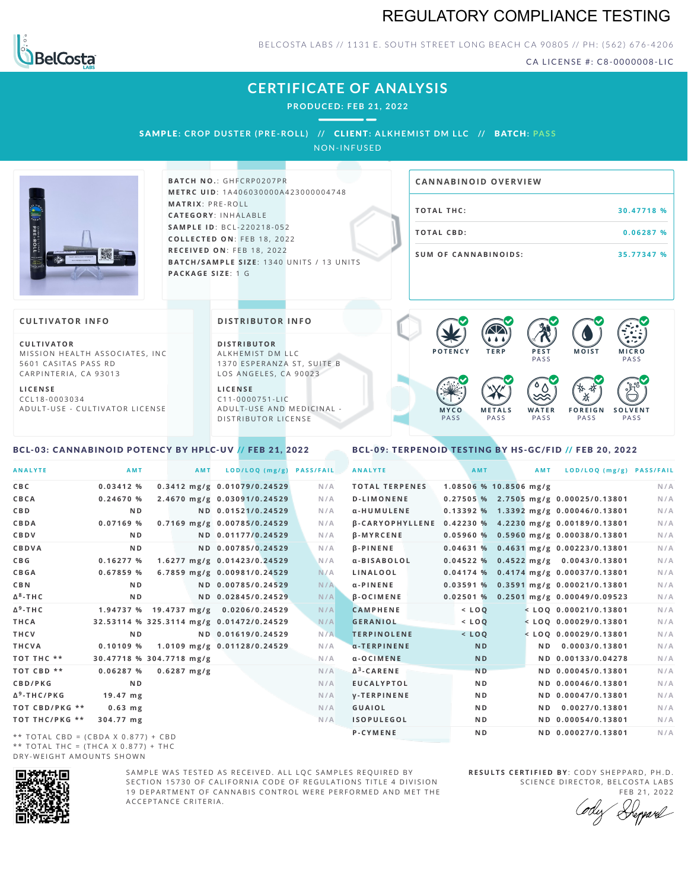# REGULATORY COMPLIANCE TESTING

BELCOSTA LABS // 1131 E. SOUTH STREET LONG BEACH CA 90805 // PH: (562) 676-4206

CA LICENSE #: C8-0000008-LIC

## CERTIFICATE OF ANALYSIS

**PRODUCED: FEB 21, 2022**

**SAMPLE:** CROP DUSTER (PRE-ROLL) // **CLIENT:** ALKHEMIST DM LLC // **BATCH:** PASS

NON-INFUSED

**BATCH NO.**: GHFCRP0207PR
**METRC UID**: 1A406030000A423000004748
**MATRIX**: PRE-ROLL
**CATEGORY**: INHALABLE
**SAMPLE ID**: BCL-220218-052
**COLLECTED ON**: FEB 18, 2022
**RECEIVED ON**: FEB 18, 2022
**BATCH/SAMPLE SIZE**: 1340 UNITS / 13 UNITS
**PACKAGE SIZE**: 1 G

### CANNABINOID OVERVIEW

| | |
|---|---|
| TOTAL THC: | 30.47718 % |
| TOTAL CBD: | 0.06287 % |
| SUM OF CANNABINOIDS: | 35.77347 % |

### CULTIVATOR INFO

**CULTIVATOR**
MISSION HEALTH ASSOCIATES, INC
5601 CASITAS PASS RD
CARPINTERIA, CA 93013

**LICENSE**
CCL18-0003034
ADULT-USE - CULTIVATOR LICENSE

### DISTRIBUTOR INFO

**DISTRIBUTOR**
ALKHEMIST DM LLC
1370 ESPERANZA ST, SUITE B
LOS ANGELES, CA 90023

**LICENSE**
C11-0000751-LIC
ADULT-USE AND MEDICINAL - DISTRIBUTOR LICENSE

POTENCY | TERP | PEST PASS | MOIST | MICRO PASS | MYCO PASS | METALS PASS | WATER PASS | FOREIGN PASS | SOLVENT PASS

### BCL-03: CANNABINOID POTENCY BY HPLC-UV // FEB 21, 2022

| ANALYTE | AMT | AMT | LOD/LOQ (mg/g) | PASS/FAIL |
|---|---|---|---|---|
| CBC | 0.03412 % | 0.3412 mg/g | 0.01079/0.24529 | N/A |
| CBCA | 0.24670 % | 2.4670 mg/g | 0.03091/0.24529 | N/A |
| CBD | ND | ND | 0.01521/0.24529 | N/A |
| CBDA | 0.07169 % | 0.7169 mg/g | 0.00785/0.24529 | N/A |
| CBDV | ND | ND | 0.01177/0.24529 | N/A |
| CBDVA | ND | ND | 0.00785/0.24529 | N/A |
| CBG | 0.16277 % | 1.6277 mg/g | 0.01423/0.24529 | N/A |
| CBGA | 0.67859 % | 6.7859 mg/g | 0.00981/0.24529 | N/A |
| CBN | ND | ND | 0.00785/0.24529 | N/A |
| $\Delta^8$-THC | ND | ND | 0.02845/0.24529 | N/A |
| $\Delta^9$-THC | 1.94737 % | 19.4737 mg/g | 0.0206/0.24529 | N/A |
| THCA | 32.53114 % | 325.3114 mg/g | 0.01472/0.24529 | N/A |
| THCV | ND | ND | 0.01619/0.24529 | N/A |
| THCVA | 0.10109 % | 1.0109 mg/g | 0.01128/0.24529 | N/A |
| TOT THC ** | 30.47718 % | 304.7718 mg/g | | N/A |
| TOT CBD ** | 0.06287 % | 0.6287 mg/g | | N/A |
| CBD/PKG | ND | | | N/A |
| $\Delta^9$-THC/PKG | 19.47 mg | | | N/A |
| TOT CBD/PKG ** | 0.63 mg | | | N/A |
| TOT THC/PKG ** | 304.77 mg | | | N/A |

** TOTAL CBD = (CBDA X 0.877) + CBD
** TOTAL THC = (THCA X 0.877) + THC
DRY-WEIGHT AMOUNTS SHOWN

### BCL-09: TERPENOID TESTING BY HS-GC/FID // FEB 20, 2022

| ANALYTE | AMT | AMT | LOD/LOQ (mg/g) | PASS/FAIL |
|---|---|---|---|---|
| TOTAL TERPENES | 1.08506 % | 10.8506 mg/g | | N/A |
| D-LIMONENE | 0.27505 % | 2.7505 mg/g | 0.00025/0.13801 | N/A |
| α-HUMULENE | 0.13392 % | 1.3392 mg/g | 0.00046/0.13801 | N/A |
| β-CARYOPHYLLENE | 0.42230 % | 4.2230 mg/g | 0.00189/0.13801 | N/A |
| β-MYRCENE | 0.05960 % | 0.5960 mg/g | 0.00038/0.13801 | N/A |
| β-PINENE | 0.04631 % | 0.4631 mg/g | 0.00223/0.13801 | N/A |
| α-BISABOLOL | 0.04522 % | 0.4522 mg/g | 0.0043/0.13801 | N/A |
| LINALOOL | 0.04174 % | 0.4174 mg/g | 0.00037/0.13801 | N/A |
| α-PINENE | 0.03591 % | 0.3591 mg/g | 0.00021/0.13801 | N/A |
| β-OCIMENE | 0.02501 % | 0.2501 mg/g | 0.00049/0.09523 | N/A |
| CAMPHENE | < LOQ | < LOQ | 0.00021/0.13801 | N/A |
| GERANIOL | < LOQ | < LOQ | 0.00029/0.13801 | N/A |
| TERPINOLENE | < LOQ | < LOQ | 0.00029/0.13801 | N/A |
| α-TERPINENE | ND | ND | 0.0003/0.13801 | N/A |
| α-OCIMENE | ND | ND | 0.00133/0.04278 | N/A |
| $\Delta^3$-CARENE | ND | ND | 0.00045/0.13801 | N/A |
| EUCALYPTOL | ND | ND | 0.00046/0.13801 | N/A |
| γ-TERPINENE | ND | ND | 0.00047/0.13801 | N/A |
| GUAIOL | ND | ND | 0.0027/0.13801 | N/A |
| ISOPULEGOL | ND | ND | 0.00054/0.13801 | N/A |
| P-CYMENE | ND | ND | 0.00027/0.13801 | N/A |

SAMPLE WAS TESTED AS RECEIVED. ALL LQC SAMPLES REQUIRED BY SECTION 15730 OF CALIFORNIA CODE OF REGULATIONS TITLE 4 DIVISION 19 DEPARTMENT OF CANNABIS CONTROL WERE PERFORMED AND MET THE ACCEPTANCE CRITERIA.

**RESULTS CERTIFIED BY**: CODY SHEPPARD, PH.D.
SCIENCE DIRECTOR, BELCOSTA LABS
FEB 21, 2022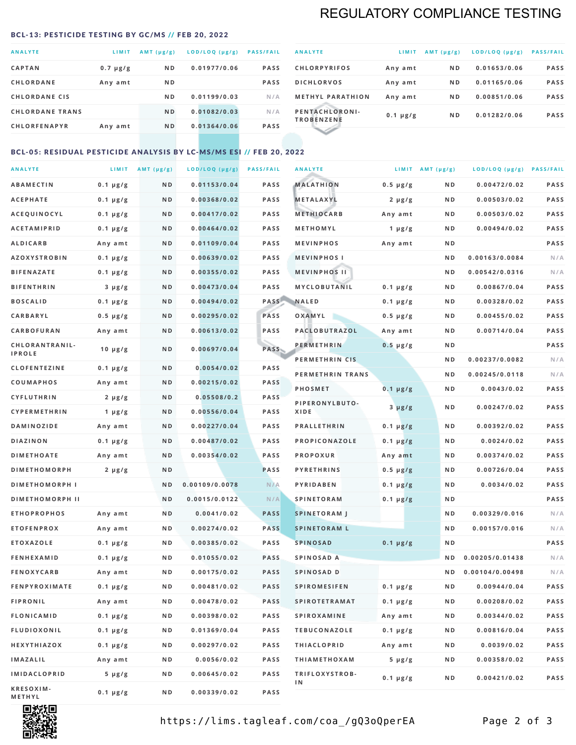# REGULATORY COMPLIANCE TESTING

## BCL-13: PESTICIDE TESTING BY GC/MS // FEB 20, 2022

| ANALYTE | LIMIT | AMT (μg/g) | LOD/LOQ (μg/g) | PASS/FAIL |
|---|---|---|---|---|
| CAPTAN | 0.7 μg/g | ND | 0.01977/0.06 | PASS |
| CHLORDANE | Any amt | ND | | PASS |
| CHLORDANE CIS | | ND | 0.01199/0.03 | N/A |
| CHLORDANE TRANS | | ND | 0.01082/0.03 | N/A |
| CHLORFENAPYR | Any amt | ND | 0.01364/0.06 | PASS |
| CHLORPYRIFOS | Any amt | ND | 0.01653/0.06 | PASS |
| DICHLORVOS | Any amt | ND | 0.01165/0.06 | PASS |
| METHYL PARATHION | Any amt | ND | 0.00851/0.06 | PASS |
| PENTACHLORONITROBENZENE | 0.1 μg/g | ND | 0.01282/0.06 | PASS |

## BCL-05: RESIDUAL PESTICIDE ANALYSIS BY LC-MS/MS ESI // FEB 20, 2022

| ANALYTE | LIMIT | AMT (μg/g) | LOD/LOQ (μg/g) | PASS/FAIL |
|---|---|---|---|---|
| ABAMECTIN | 0.1 μg/g | ND | 0.01153/0.04 | PASS |
| ACEPHATE | 0.1 μg/g | ND | 0.00368/0.02 | PASS |
| ACEQUINOCYL | 0.1 μg/g | ND | 0.00417/0.02 | PASS |
| ACETAMIPRID | 0.1 μg/g | ND | 0.00464/0.02 | PASS |
| ALDICARB | Any amt | ND | 0.01109/0.04 | PASS |
| AZOXYSTROBIN | 0.1 μg/g | ND | 0.00639/0.02 | PASS |
| BIFENAZATE | 0.1 μg/g | ND | 0.00355/0.02 | PASS |
| BIFENTHRIN | 3 μg/g | ND | 0.00473/0.04 | PASS |
| BOSCALID | 0.1 μg/g | ND | 0.00494/0.02 | PASS |
| CARBARYL | 0.5 μg/g | ND | 0.00295/0.02 | PASS |
| CARBOFURAN | Any amt | ND | 0.00613/0.02 | PASS |
| CHLORANTRANILIPROLE | 10 μg/g | ND | 0.00697/0.04 | PASS |
| CLOFENTEZINE | 0.1 μg/g | ND | 0.0054/0.02 | PASS |
| COUMAPHOS | Any amt | ND | 0.00215/0.02 | PASS |
| CYFLUTHRIN | 2 μg/g | ND | 0.05508/0.2 | PASS |
| CYPERMETHRIN | 1 μg/g | ND | 0.00556/0.04 | PASS |
| DAMINOZIDE | Any amt | ND | 0.00227/0.04 | PASS |
| DIAZINON | 0.1 μg/g | ND | 0.00487/0.02 | PASS |
| DIMETHOATE | Any amt | ND | 0.00354/0.02 | PASS |
| DIMETHOMORPH | 2 μg/g | ND | | PASS |
| DIMETHOMORPH I | | ND | 0.00109/0.0078 | N/A |
| DIMETHOMORPH II | | ND | 0.0015/0.0122 | N/A |
| ETHOPROPHOS | Any amt | ND | 0.0041/0.02 | PASS |
| ETOFENPROX | Any amt | ND | 0.00274/0.02 | PASS |
| ETOXAZOLE | 0.1 μg/g | ND | 0.00385/0.02 | PASS |
| FENHEXAMID | 0.1 μg/g | ND | 0.01055/0.02 | PASS |
| FENOXYCARB | Any amt | ND | 0.00175/0.02 | PASS |
| FENPYROXIMATE | 0.1 μg/g | ND | 0.00481/0.02 | PASS |
| FIPRONIL | Any amt | ND | 0.00478/0.02 | PASS |
| FLONICAMID | 0.1 μg/g | ND | 0.00398/0.02 | PASS |
| FLUDIOXONIL | 0.1 μg/g | ND | 0.01369/0.04 | PASS |
| HEXYTHIAZOX | 0.1 μg/g | ND | 0.00297/0.02 | PASS |
| IMAZALIL | Any amt | ND | 0.0056/0.02 | PASS |
| IMIDACLOPRID | 5 μg/g | ND | 0.00645/0.02 | PASS |
| KRESOXIM-METHYL | 0.1 μg/g | ND | 0.00339/0.02 | PASS |
| MALATHION | 0.5 μg/g | ND | 0.00472/0.02 | PASS |
| METALAXYL | 2 μg/g | ND | 0.00503/0.02 | PASS |
| METHIOCARB | Any amt | ND | 0.00503/0.02 | PASS |
| METHOMYL | 1 μg/g | ND | 0.00494/0.02 | PASS |
| MEVINPHOS | Any amt | ND | | PASS |
| MEVINPHOS I | | ND | 0.00163/0.0084 | N/A |
| MEVINPHOS II | | ND | 0.00542/0.0316 | N/A |
| MYCLOBUTANIL | 0.1 μg/g | ND | 0.00867/0.04 | PASS |
| NALED | 0.1 μg/g | ND | 0.00328/0.02 | PASS |
| OXAMYL | 0.5 μg/g | ND | 0.00455/0.02 | PASS |
| PACLOBUTRAZOL | Any amt | ND | 0.00714/0.04 | PASS |
| PERMETHRIN | 0.5 μg/g | ND | | PASS |
| PERMETHRIN CIS | | ND | 0.00237/0.0082 | N/A |
| PERMETHRIN TRANS | | ND | 0.00245/0.0118 | N/A |
| PHOSMET | 0.1 μg/g | ND | 0.0043/0.02 | PASS |
| PIPERONYLBUTOXIDE | 3 μg/g | ND | 0.00247/0.02 | PASS |
| PRALLETHRIN | 0.1 μg/g | ND | 0.00392/0.02 | PASS |
| PROPICONAZOLE | 0.1 μg/g | ND | 0.0024/0.02 | PASS |
| PROPOXUR | Any amt | ND | 0.00374/0.02 | PASS |
| PYRETHRINS | 0.5 μg/g | ND | 0.00726/0.04 | PASS |
| PYRIDABEN | 0.1 μg/g | ND | 0.0034/0.02 | PASS |
| SPINETORAM | 0.1 μg/g | ND | | PASS |
| SPINETORAM J | | ND | 0.00329/0.016 | N/A |
| SPINETORAM L | | ND | 0.00157/0.016 | N/A |
| SPINOSAD | 0.1 μg/g | ND | | PASS |
| SPINOSAD A | | ND | 0.00205/0.01438 | N/A |
| SPINOSAD D | | ND | 0.00104/0.00498 | N/A |
| SPIROMESIFEN | 0.1 μg/g | ND | 0.00944/0.04 | PASS |
| SPIROTETRAMAT | 0.1 μg/g | ND | 0.00208/0.02 | PASS |
| SPIROXAMINE | Any amt | ND | 0.00344/0.02 | PASS |
| TEBUCONAZOLE | 0.1 μg/g | ND | 0.00816/0.04 | PASS |
| THIACLOPRID | Any amt | ND | 0.0039/0.02 | PASS |
| THIAMETHOXAM | 5 μg/g | ND | 0.00358/0.02 | PASS |
| TRIFLOXYSTROBIN | 0.1 μg/g | ND | 0.00421/0.02 | PASS |

https://lims.tagleaf.com/coa_/gQ3oQperEA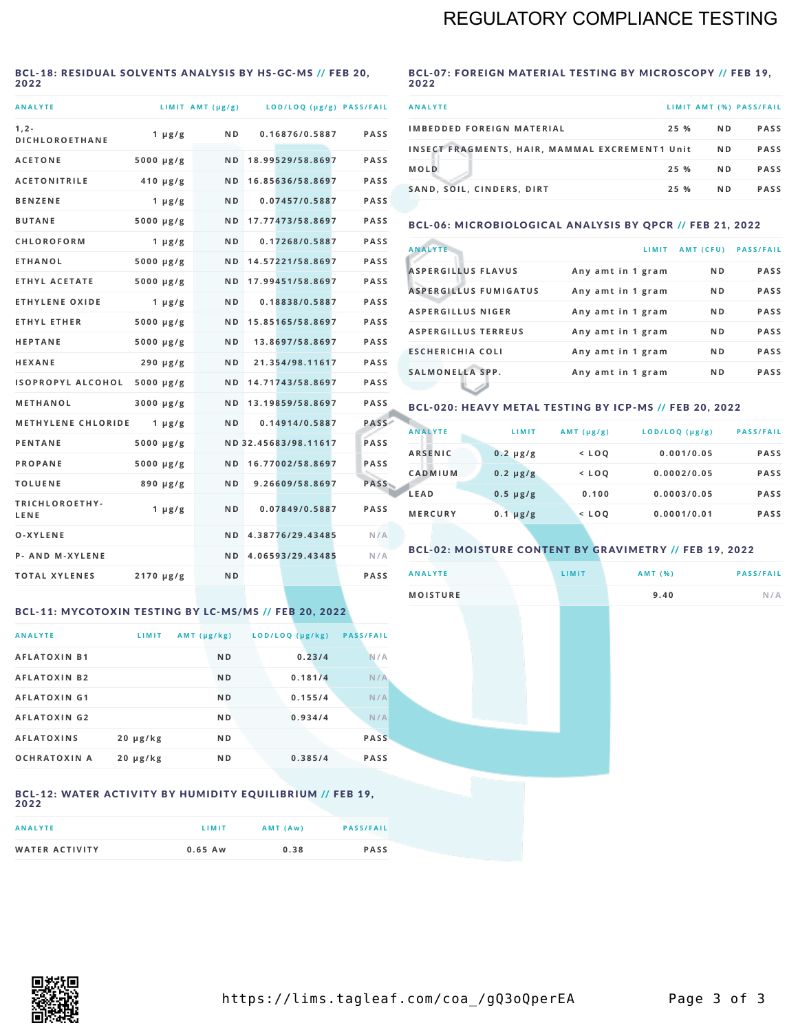# REGULATORY COMPLIANCE TESTING

## BCL-18: RESIDUAL SOLVENTS ANALYSIS BY HS-GC-MS // FEB 20, 2022

| ANALYTE | LIMIT | AMT (µg/g) | LOD/LOQ (µg/g) | PASS/FAIL |
|---|---|---|---|---|
| 1,2-DICHLOROETHANE | 1 µg/g | ND | 0.16876/0.5887 | PASS |
| ACETONE | 5000 µg/g | ND | 18.99529/58.8697 | PASS |
| ACETONITRILE | 410 µg/g | ND | 16.85636/58.8697 | PASS |
| BENZENE | 1 µg/g | ND | 0.07457/0.5887 | PASS |
| BUTANE | 5000 µg/g | ND | 17.77473/58.8697 | PASS |
| CHLOROFORM | 1 µg/g | ND | 0.17268/0.5887 | PASS |
| ETHANOL | 5000 µg/g | ND | 14.57221/58.8697 | PASS |
| ETHYL ACETATE | 5000 µg/g | ND | 17.99451/58.8697 | PASS |
| ETHYLENE OXIDE | 1 µg/g | ND | 0.18838/0.5887 | PASS |
| ETHYL ETHER | 5000 µg/g | ND | 15.85165/58.8697 | PASS |
| HEPTANE | 5000 µg/g | ND | 13.8697/58.8697 | PASS |
| HEXANE | 290 µg/g | ND | 21.354/98.11617 | PASS |
| ISOPROPYL ALCOHOL | 5000 µg/g | ND | 14.71743/58.8697 | PASS |
| METHANOL | 3000 µg/g | ND | 13.19859/58.8697 | PASS |
| METHYLENE CHLORIDE | 1 µg/g | ND | 0.14914/0.5887 | PASS |
| PENTANE | 5000 µg/g | ND | 32.45683/98.11617 | PASS |
| PROPANE | 5000 µg/g | ND | 16.77002/58.8697 | PASS |
| TOLUENE | 890 µg/g | ND | 9.26609/58.8697 | PASS |
| TRICHLOROETHYLENE | 1 µg/g | ND | 0.07849/0.5887 | PASS |
| O-XYLENE | | ND | 4.38776/29.43485 | N/A |
| P- AND M-XYLENE | | ND | 4.06593/29.43485 | N/A |
| TOTAL XYLENES | 2170 µg/g | ND | | PASS |

## BCL-11: MYCOTOXIN TESTING BY LC-MS/MS // FEB 20, 2022

| ANALYTE | LIMIT | AMT (µg/kg) | LOD/LOQ (µg/kg) | PASS/FAIL |
|---|---|---|---|---|
| AFLATOXIN B1 | | ND | 0.23/4 | N/A |
| AFLATOXIN B2 | | ND | 0.181/4 | N/A |
| AFLATOXIN G1 | | ND | 0.155/4 | N/A |
| AFLATOXIN G2 | | ND | 0.934/4 | N/A |
| AFLATOXINS | 20 µg/kg | ND | | PASS |
| OCHRATOXIN A | 20 µg/kg | ND | 0.385/4 | PASS |

## BCL-12: WATER ACTIVITY BY HUMIDITY EQUILIBRIUM // FEB 19, 2022

| ANALYTE | LIMIT | AMT (Aw) | PASS/FAIL |
|---|---|---|---|
| WATER ACTIVITY | 0.65 Aw | 0.38 | PASS |

## BCL-07: FOREIGN MATERIAL TESTING BY MICROSCOPY // FEB 19, 2022

| ANALYTE | LIMIT | AMT (%) | PASS/FAIL |
|---|---|---|---|
| IMBEDDED FOREIGN MATERIAL | 25 % | ND | PASS |
| INSECT FRAGMENTS, HAIR, MAMMAL EXCREMENT | 1 Unit | ND | PASS |
| MOLD | 25 % | ND | PASS |
| SAND, SOIL, CINDERS, DIRT | 25 % | ND | PASS |

## BCL-06: MICROBIOLOGICAL ANALYSIS BY QPCR // FEB 21, 2022

| ANALYTE | LIMIT | AMT (CFU) | PASS/FAIL |
|---|---|---|---|
| ASPERGILLUS FLAVUS | Any amt in 1 gram | ND | PASS |
| ASPERGILLUS FUMIGATUS | Any amt in 1 gram | ND | PASS |
| ASPERGILLUS NIGER | Any amt in 1 gram | ND | PASS |
| ASPERGILLUS TERREUS | Any amt in 1 gram | ND | PASS |
| ESCHERICHIA COLI | Any amt in 1 gram | ND | PASS |
| SALMONELLA SPP. | Any amt in 1 gram | ND | PASS |

## BCL-020: HEAVY METAL TESTING BY ICP-MS // FEB 20, 2022

| ANALYTE | LIMIT | AMT (µg/g) | LOD/LOQ (µg/g) | PASS/FAIL |
|---|---|---|---|---|
| ARSENIC | 0.2 µg/g | < LOQ | 0.001/0.05 | PASS |
| CADMIUM | 0.2 µg/g | < LOQ | 0.0002/0.05 | PASS |
| LEAD | 0.5 µg/g | 0.100 | 0.0003/0.05 | PASS |
| MERCURY | 0.1 µg/g | < LOQ | 0.0001/0.01 | PASS |

## BCL-02: MOISTURE CONTENT BY GRAVIMETRY // FEB 19, 2022

| ANALYTE | LIMIT | AMT (%) | PASS/FAIL |
|---|---|---|---|
| MOISTURE | | 9.40 | N/A |

https://lims.tagleaf.com/coa_/gQ3oQperEA